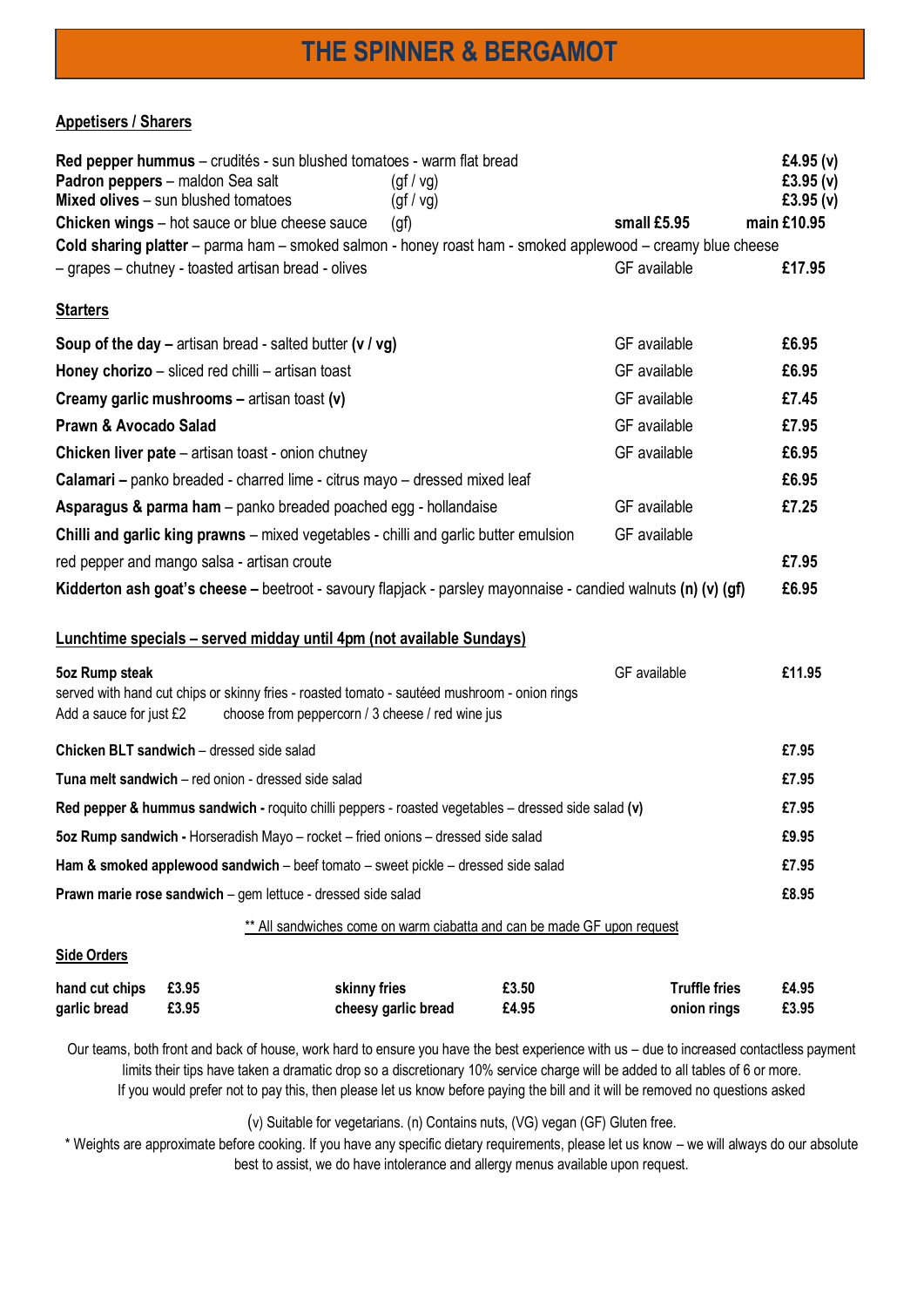# THE SPINNER & BERGAMOT

## Appetisers / Sharers

| Item | Dietary | GF | Price |
|---|---|---|---|
| **Red pepper hummus** – crudités - sun blushed tomatoes - warm flat bread | | | £4.95 (v) |
| **Padron peppers** – maldon Sea salt | (gf / vg) | | £3.95 (v) |
| **Mixed olives** – sun blushed tomatoes | (gf / vg) | | £3.95 (v) |
| **Chicken wings** – hot sauce or blue cheese sauce | (gf) | small £5.95 | main £10.95 |
| **Cold sharing platter** – parma ham – smoked salmon - honey roast ham - smoked applewood – creamy blue cheese – grapes – chutney - toasted artisan bread - olives | | GF available | £17.95 |

## Starters

| Item | GF | Price |
|---|---|---|
| **Soup of the day –** artisan bread - salted butter **(v / vg)** | GF available | £6.95 |
| **Honey chorizo** – sliced red chilli – artisan toast | GF available | £6.95 |
| **Creamy garlic mushrooms –** artisan toast **(v)** | GF available | £7.45 |
| **Prawn & Avocado Salad** | GF available | £7.95 |
| **Chicken liver pate** – artisan toast - onion chutney | GF available | £6.95 |
| **Calamari –** panko breaded - charred lime - citrus mayo – dressed mixed leaf | | £6.95 |
| **Asparagus & parma ham** – panko breaded poached egg - hollandaise | GF available | £7.25 |
| **Chilli and garlic king prawns** – mixed vegetables - chilli and garlic butter emulsion red pepper and mango salsa - artisan croute | GF available | £7.95 |
| **Kidderton ash goat's cheese –** beetroot - savoury flapjack - parsley mayonnaise - candied walnuts **(n) (v) (gf)** | | £6.95 |

## Lunchtime specials – served midday until 4pm (not available Sundays)

**5oz Rump steak** — GF available — **£11.95**
served with hand cut chips or skinny fries - roasted tomato - sautéed mushroom - onion rings
Add a sauce for just £2 choose from peppercorn / 3 cheese / red wine jus

| Item | Price |
|---|---|
| **Chicken BLT sandwich** – dressed side salad | £7.95 |
| **Tuna melt sandwich** – red onion - dressed side salad | £7.95 |
| **Red pepper & hummus sandwich -** roquito chilli peppers - roasted vegetables – dressed side salad **(v)** | £7.95 |
| **5oz Rump sandwich -** Horseradish Mayo – rocket – fried onions – dressed side salad | £9.95 |
| **Ham & smoked applewood sandwich** – beef tomato – sweet pickle – dressed side salad | £7.95 |
| **Prawn marie rose sandwich** – gem lettuce - dressed side salad | £8.95 |

** All sandwiches come on warm ciabatta and can be made GF upon request

## Side Orders

| | | | | | |
|---|---|---|---|---|---|
| **hand cut chips** | **£3.95** | **skinny fries** | **£3.50** | **Truffle fries** | **£4.95** |
| **garlic bread** | **£3.95** | **cheesy garlic bread** | **£4.95** | **onion rings** | **£3.95** |

Our teams, both front and back of house, work hard to ensure you have the best experience with us – due to increased contactless payment limits their tips have taken a dramatic drop so a discretionary 10% service charge will be added to all tables of 6 or more.
If you would prefer not to pay this, then please let us know before paying the bill and it will be removed no questions asked

(v) Suitable for vegetarians. (n) Contains nuts, (VG) vegan (GF) Gluten free.
* Weights are approximate before cooking. If you have any specific dietary requirements, please let us know – we will always do our absolute best to assist, we do have intolerance and allergy menus available upon request.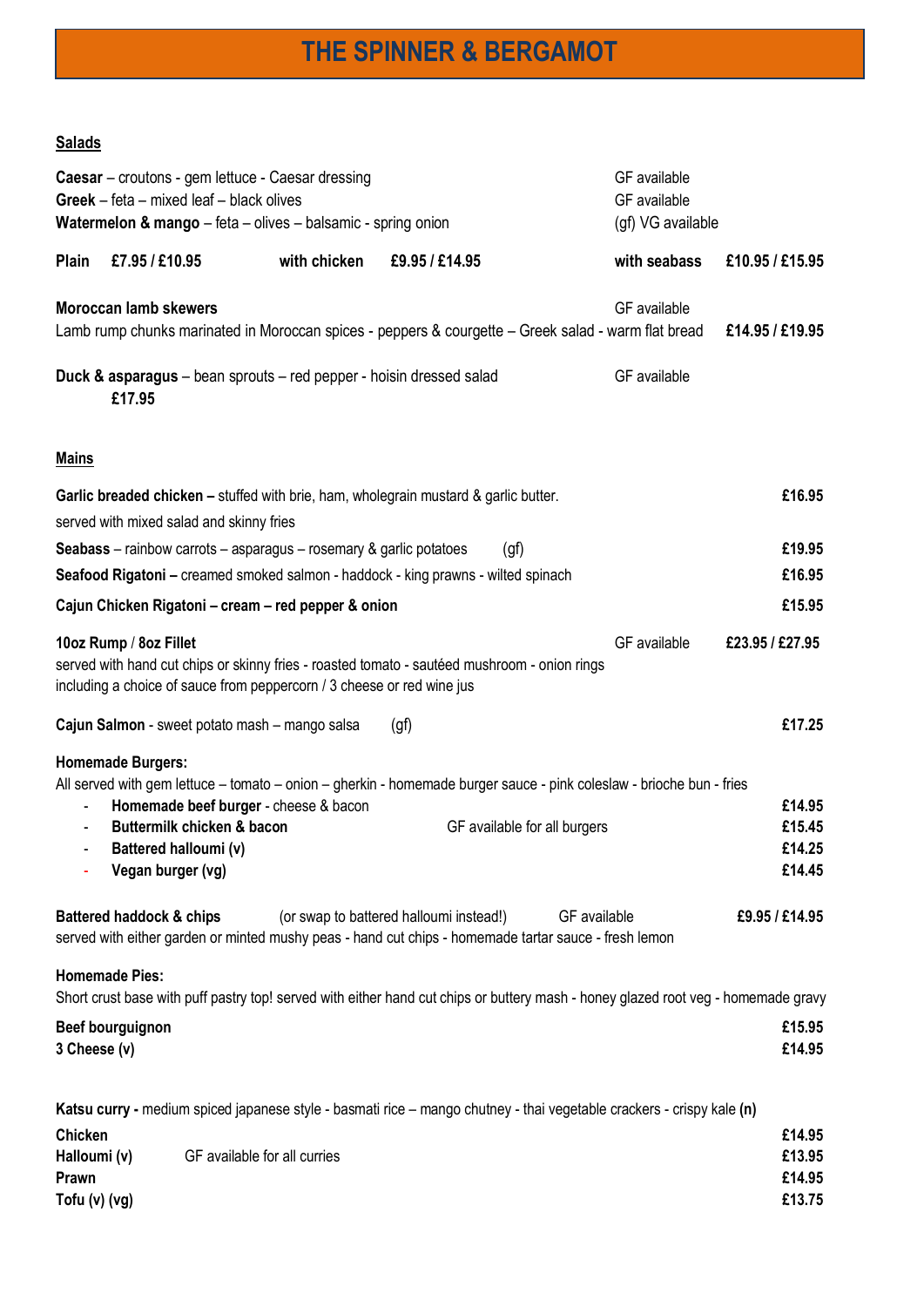# THE SPINNER & BERGAMOT

## Salads

**Caesar** – croutons - gem lettuce - Caesar dressing — GF available
**Greek** – feta – mixed leaf – black olives — GF available
**Watermelon & mango** – feta – olives – balsamic - spring onion — (gf) VG available

| | | | |
|---|---|---|---|
| **Plain** £7.95 / £10.95 | **with chicken** £9.95 / £14.95 | **with seabass** | **£10.95 / £15.95** |

**Moroccan lamb skewers** — GF available
Lamb rump chunks marinated in Moroccan spices - peppers & courgette – Greek salad - warm flat bread — **£14.95 / £19.95**

**Duck & asparagus** – bean sprouts – red pepper - hoisin dressed salad — GF available
**£17.95**

## Mains

**Garlic breaded chicken –** stuffed with brie, ham, wholegrain mustard & garlic butter. — **£16.95**
served with mixed salad and skinny fries

**Seabass** – rainbow carrots – asparagus – rosemary & garlic potatoes (gf) — **£19.95**

**Seafood Rigatoni –** creamed smoked salmon - haddock - king prawns - wilted spinach — **£16.95**

**Cajun Chicken Rigatoni – cream – red pepper & onion** — **£15.95**

**10oz Rump** / **8oz Fillet** — GF available — **£23.95 / £27.95**
served with hand cut chips or skinny fries - roasted tomato - sautéed mushroom - onion rings
including a choice of sauce from peppercorn / 3 cheese or red wine jus

**Cajun Salmon** - sweet potato mash – mango salsa (gf) — **£17.25**

**Homemade Burgers:**
All served with gem lettuce – tomato – onion – gherkin - homemade burger sauce - pink coleslaw - brioche bun - fries

- **Homemade beef burger** - cheese & bacon — **£14.95**
- **Buttermilk chicken & bacon** — GF available for all burgers — **£15.45**
- **Battered halloumi (v)** — **£14.25**
- **Vegan burger (vg)** — **£14.45**

**Battered haddock & chips** (or swap to battered halloumi instead!) — GF available — **£9.95 / £14.95**
served with either garden or minted mushy peas - hand cut chips - homemade tartar sauce - fresh lemon

**Homemade Pies:**
Short crust base with puff pastry top! served with either hand cut chips or buttery mash - honey glazed root veg - homemade gravy

**Beef bourguignon** — **£15.95**
**3 Cheese (v)** — **£14.95**

**Katsu curry -** medium spiced japanese style - basmati rice – mango chutney - thai vegetable crackers - crispy kale **(n)**

**Chicken** — **£14.95**
**Halloumi (v)** — GF available for all curries — **£13.95**
**Prawn** — **£14.95**
**Tofu (v) (vg)** — **£13.75**